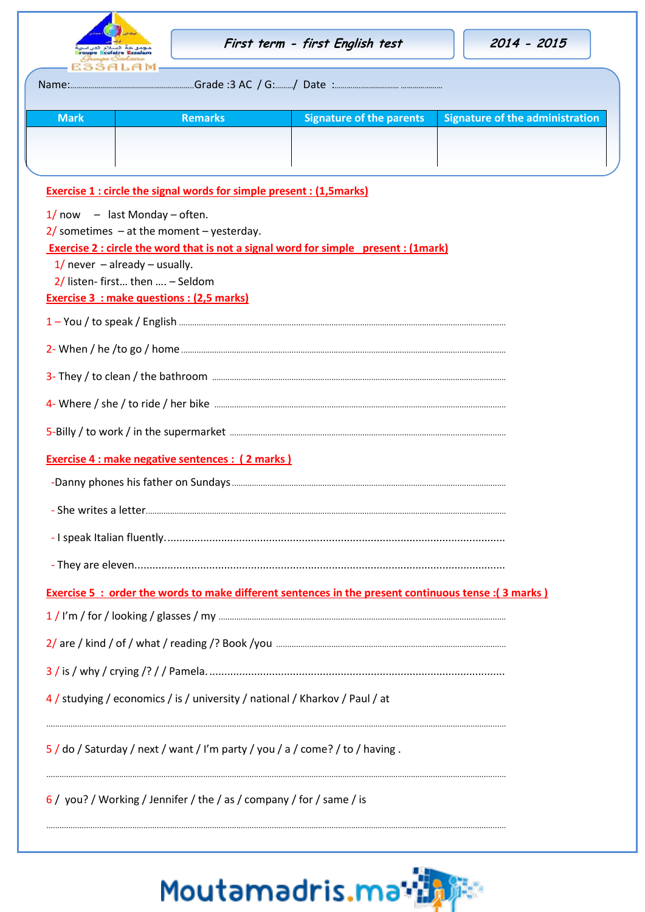**First term - first English test** | **2014 - 2015**

Name:............................................................Grade :3 AC / G:........./ Date :.................................. ....................

| Mark | Remarks | Signature of the parents | Signature of the administration |
|---|---|---|---|
| | | | |

**Exercise 1 : circle the signal words for simple present : (1,5marks)**

1/ now – last Monday – often.
2/ sometimes – at the moment – yesterday.

**Exercise 2 : circle the word that is not a signal word for simple present : (1mark)**

1/ never – already – usually.
2/ listen- first… then …. – Seldom

**Exercise 3 : make questions : (2,5 marks)**

1 – You / to speak / English ..........................................................................................................

2- When / he /to go / home ..........................................................................................................

3- They / to clean / the bathroom ..................................................................................................

4- Where / she / to ride / her bike ..................................................................................................

5-Billy / to work / in the supermarket ...........................................................................................

**Exercise 4 : make negative sentences : ( 2 marks )**

-Danny phones his father on Sundays .........................................................................................

- She writes a letter......................................................................................................................

- I speak Italian fluently.................................................................................................................

- They are eleven...........................................................................................................................

**Exercise 5 : order the words to make different sentences in the present continuous tense :( 3 marks )**

1 / I'm / for / looking / glasses / my ..............................................................................................

2/ are / kind / of / what / reading /? Book /you ..............................................................................

3 / is / why / crying /? / / Pamela. ..................................................................................................

4 / studying / economics / is / university / national / Kharkov / Paul / at

.......................................................................................................................................................

5 / do / Saturday / next / want / I'm party / you / a / come? / to / having .

.......................................................................................................................................................

6 / you? / Working / Jennifer / the / as / company / for / same / is

.......................................................................................................................................................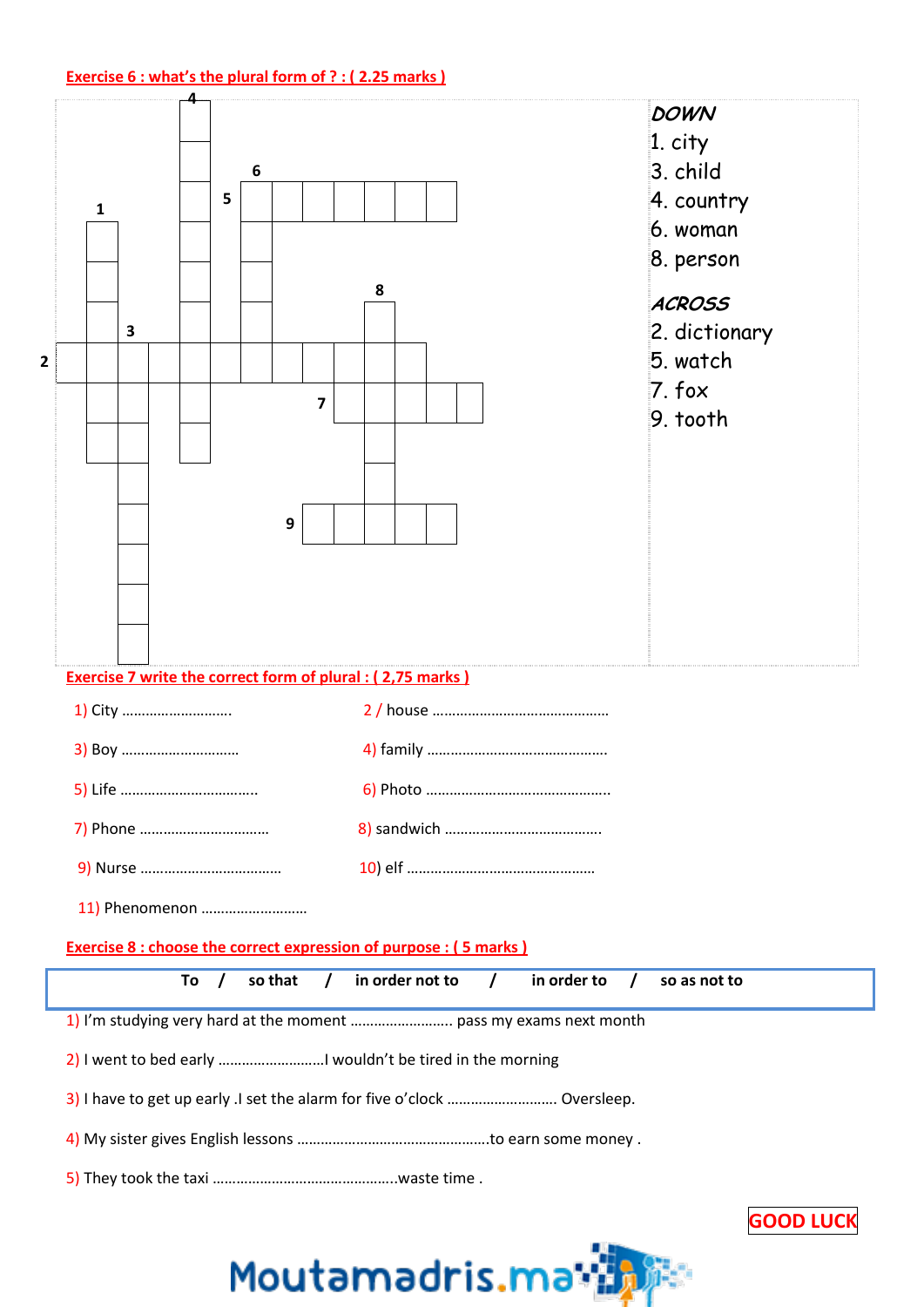## Exercise 6 : what's the plural form of ? : ( 2.25 marks )

*DOWN*
1. city
3. child
4. country
6. woman
8. person

*ACROSS*
2. dictionary
5. watch
7. fox
9. tooth

## Exercise 7 write the correct form of plural : ( 2,75 marks )

1) City ……………………….
2 / house ………………………………………
3) Boy …………………………
4) family ………………………………………
5) Life ……………………………..
6) Photo ………………………………………..
7) Phone ……………………………
8) sandwich …………………………………
9) Nurse ………………………………
10) elf …………………………………………
11) Phenomenon ………………………

## Exercise 8 : choose the correct expression of purpose : ( 5 marks )

**To / so that / in order not to / in order to / so as not to**

1) I'm studying very hard at the moment …………………….. pass my exams next month
2) I went to bed early ……………………..I wouldn't be tired in the morning
3) I have to get up early .I set the alarm for five o'clock ……………………… Oversleep.
4) My sister gives English lessons …………………………………………..to earn some money .
5) They took the taxi ………………………………………..waste time .

GOOD LUCK